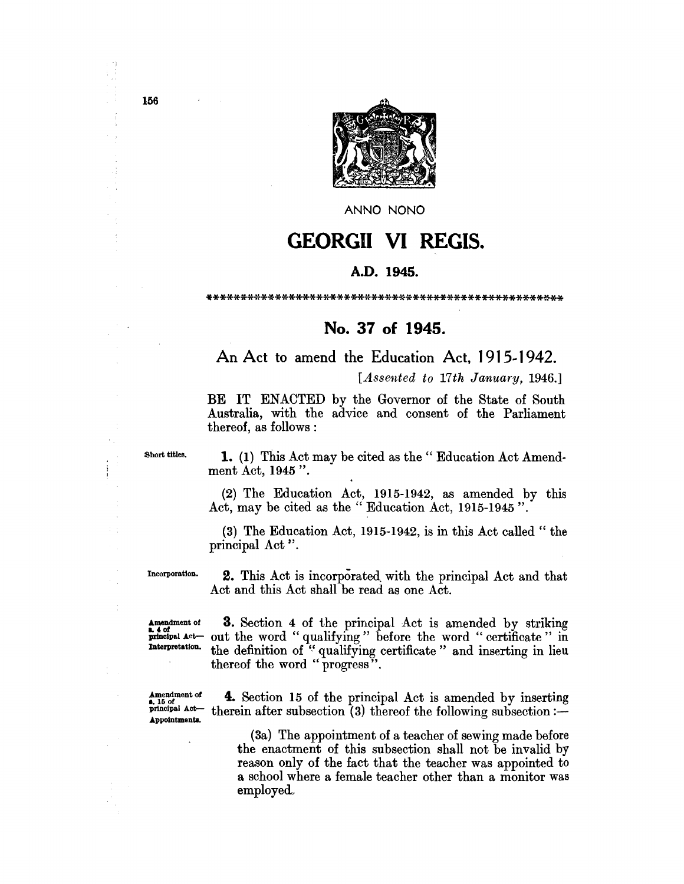ANNO NONO

# GEORGII VI REGIS.

**A.D. 1945.**

\*\*\*\*\*\*\*\*\*\*\*\*\*\*\*\*\*\*\*\*\*\*\*\*\*\*\*\*\*\*\*\*\*\*\*\*\*\*\*\*\*\*\*\*\*\*\*\*\*\*\*\*

## No. 37 of 1945.

### An Act to amend the Education Act, 1915-1942.

[*Assented to 17th January, 1946.*]

BE IT ENACTED by the Governor of the State of South Australia, with the advice and consent of the Parliament thereof, as follows :

Short titles.

**1.** (1) This Act may be cited as the " Education Act Amendment Act, 1945 ".

(2) The Education Act, 1915-1942, as amended by this Act, may be cited as the " Education Act, 1915-1945 ".

(3) The Education Act, 1915-1942, is in this Act called " the principal Act ".

Incorporation.

**2.** This Act is incorporated with the principal Act and that Act and this Act shall be read as one Act.

Amendment of s. 4 of principal Act—Interpretation.

**3.** Section 4 of the principal Act is amended by striking out the word " qualifying " before the word " certificate " in the definition of " qualifying certificate " and inserting in lieu thereof the word " progress ".

Amendment of s. 15 of principal Act—Appointments.

**4.** Section 15 of the principal Act is amended by inserting therein after subsection (3) thereof the following subsection :—

(3a) The appointment of a teacher of sewing made before the enactment of this subsection shall not be invalid by reason only of the fact that the teacher was appointed to a school where a female teacher other than a monitor was employed.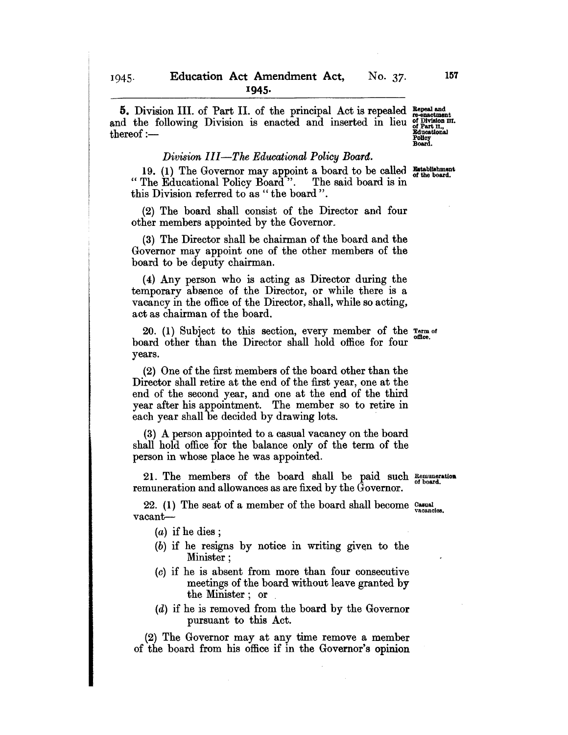**5.** Division III. of Part II. of the principal Act is repealed and the following Division is enacted and inserted in lieu thereof :—

Repeal and re-enactment of Division III. of Part II., Educational Policy Board.

*Division III—The Educational Policy Board.*

Establishment of the board.

19. (1) The Governor may appoint a board to be called "The Educational Policy Board". The said board is in this Division referred to as "the board".

(2) The board shall consist of the Director and four other members appointed by the Governor.

(3) The Director shall be chairman of the board and the Governor may appoint one of the other members of the board to be deputy chairman.

(4) Any person who is acting as Director during the temporary absence of the Director, or while there is a vacancy in the office of the Director, shall, while so acting, act as chairman of the board.

Term of office.

20. (1) Subject to this section, every member of the board other than the Director shall hold office for four years.

(2) One of the first members of the board other than the Director shall retire at the end of the first year, one at the end of the second year, and one at the end of the third year after his appointment. The member so to retire in each year shall be decided by drawing lots.

(3) A person appointed to a casual vacancy on the board shall hold office for the balance only of the term of the person in whose place he was appointed.

Remuneration of board.

21. The members of the board shall be paid such remuneration and allowances as are fixed by the Governor.

Casual vacancies.

22. (1) The seat of a member of the board shall become vacant—

(*a*) if he dies ;

(*b*) if he resigns by notice in writing given to the Minister ;

(*c*) if he is absent from more than four consecutive meetings of the board without leave granted by the Minister ; or

(*d*) if he is removed from the board by the Governor pursuant to this Act.

(2) The Governor may at any time remove a member of the board from his office if in the Governor's opinion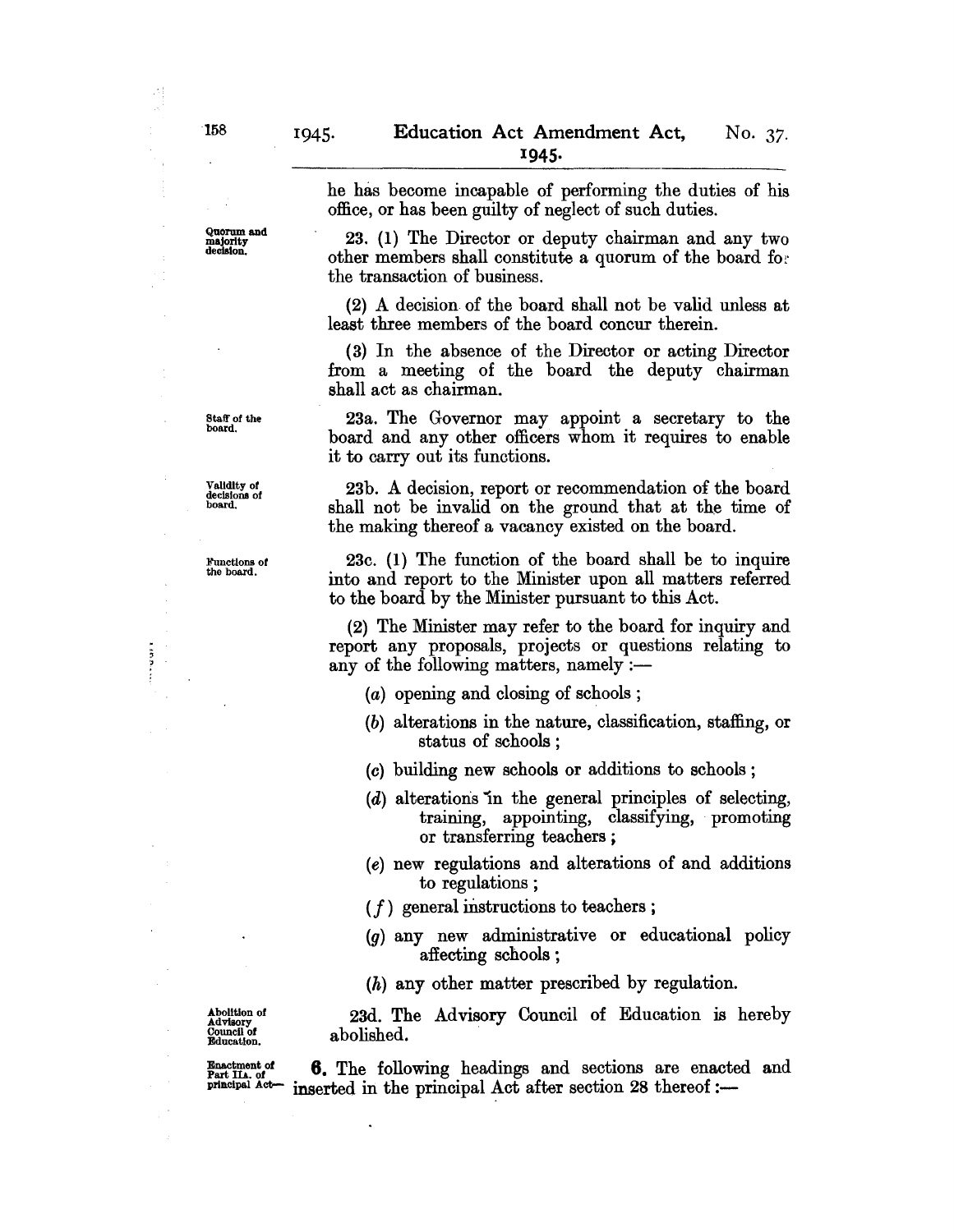he has become incapable of performing the duties of his office, or has been guilty of neglect of such duties.

Quorum and majority decision.

23. (1) The Director or deputy chairman and any two other members shall constitute a quorum of the board for the transaction of business.

(2) A decision of the board shall not be valid unless at least three members of the board concur therein.

(3) In the absence of the Director or acting Director from a meeting of the board the deputy chairman shall act as chairman.

Staff of the board.

23a. The Governor may appoint a secretary to the board and any other officers whom it requires to enable it to carry out its functions.

Validity of decisions of board.

23b. A decision, report or recommendation of the board shall not be invalid on the ground that at the time of the making thereof a vacancy existed on the board.

Functions of the board.

23c. (1) The function of the board shall be to inquire into and report to the Minister upon all matters referred to the board by the Minister pursuant to this Act.

(2) The Minister may refer to the board for inquiry and report any proposals, projects or questions relating to any of the following matters, namely :—

(*a*) opening and closing of schools ;

(*b*) alterations in the nature, classification, staffing, or status of schools ;

(*c*) building new schools or additions to schools ;

(*d*) alterations in the general principles of selecting, training, appointing, classifying, promoting or transferring teachers ;

(*e*) new regulations and alterations of and additions to regulations ;

(*f*) general instructions to teachers ;

(*g*) any new administrative or educational policy affecting schools ;

(*h*) any other matter prescribed by regulation.

Abolition of Advisory Council of Education.

23d. The Advisory Council of Education is hereby abolished.

Enactment of Part IIA. of principal Act—

**6.** The following headings and sections are enacted and inserted in the principal Act after section 28 thereof :—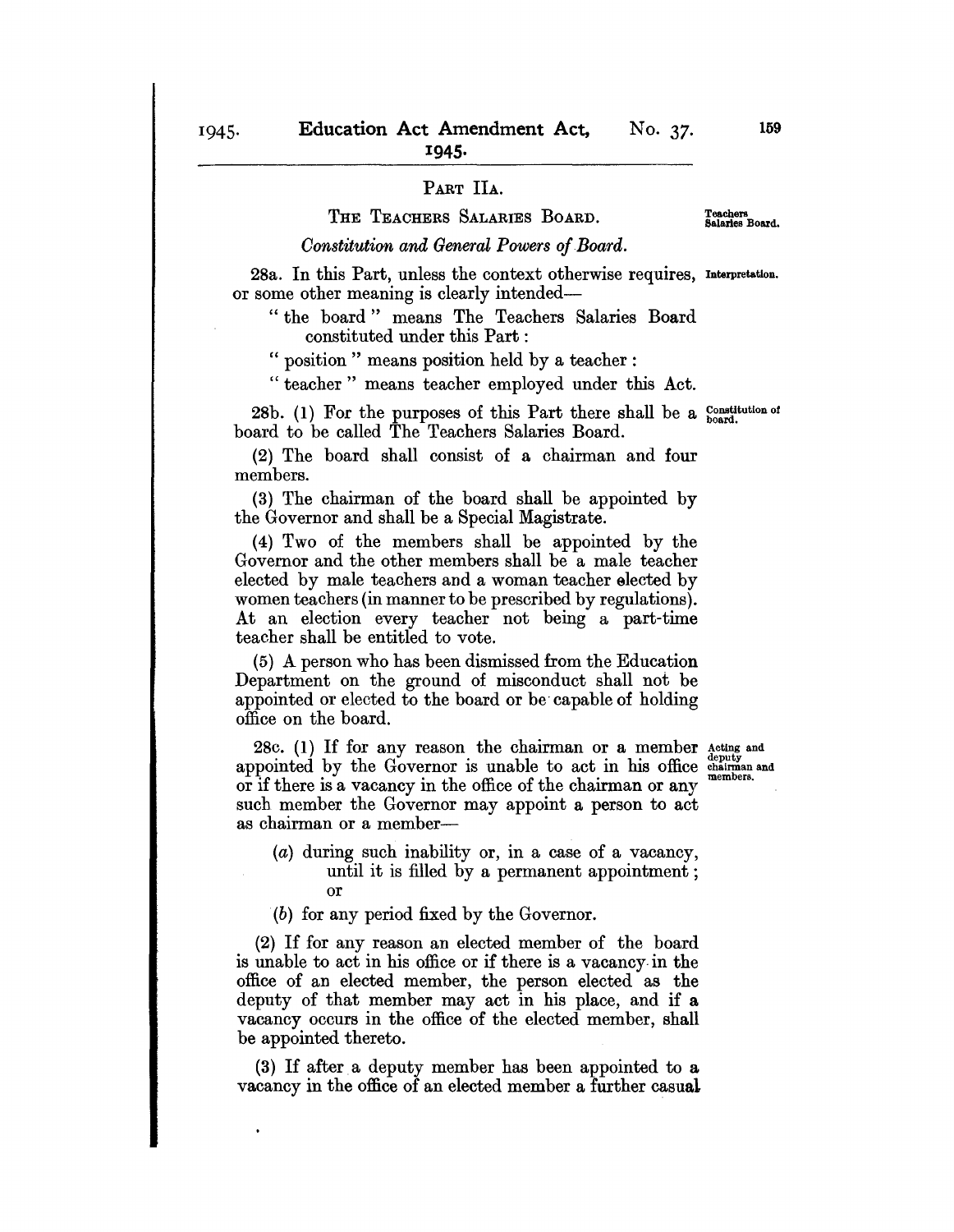## PART IIA.

### THE TEACHERS SALARIES BOARD.

Teachers Salaries Board.

*Constitution and General Powers of Board.*

Interpretation.

28a. In this Part, unless the context otherwise requires, or some other meaning is clearly intended—

"the board" means The Teachers Salaries Board constituted under this Part:

"position" means position held by a teacher:

"teacher" means teacher employed under this Act.

Constitution of board.

28b. (1) For the purposes of this Part there shall be a board to be called The Teachers Salaries Board.

(2) The board shall consist of a chairman and four members.

(3) The chairman of the board shall be appointed by the Governor and shall be a Special Magistrate.

(4) Two of the members shall be appointed by the Governor and the other members shall be a male teacher elected by male teachers and a woman teacher elected by women teachers (in manner to be prescribed by regulations). At an election every teacher not being a part-time teacher shall be entitled to vote.

(5) A person who has been dismissed from the Education Department on the ground of misconduct shall not be appointed or elected to the board or be capable of holding office on the board.

Acting and deputy chairman and members.

28c. (1) If for any reason the chairman or a member appointed by the Governor is unable to act in his office or if there is a vacancy in the office of the chairman or any such member the Governor may appoint a person to act as chairman or a member—

(a) during such inability or, in a case of a vacancy, until it is filled by a permanent appointment; or

(b) for any period fixed by the Governor.

(2) If for any reason an elected member of the board is unable to act in his office or if there is a vacancy in the office of an elected member, the person elected as the deputy of that member may act in his place, and if a vacancy occurs in the office of the elected member, shall be appointed thereto.

(3) If after a deputy member has been appointed to a vacancy in the office of an elected member a further casual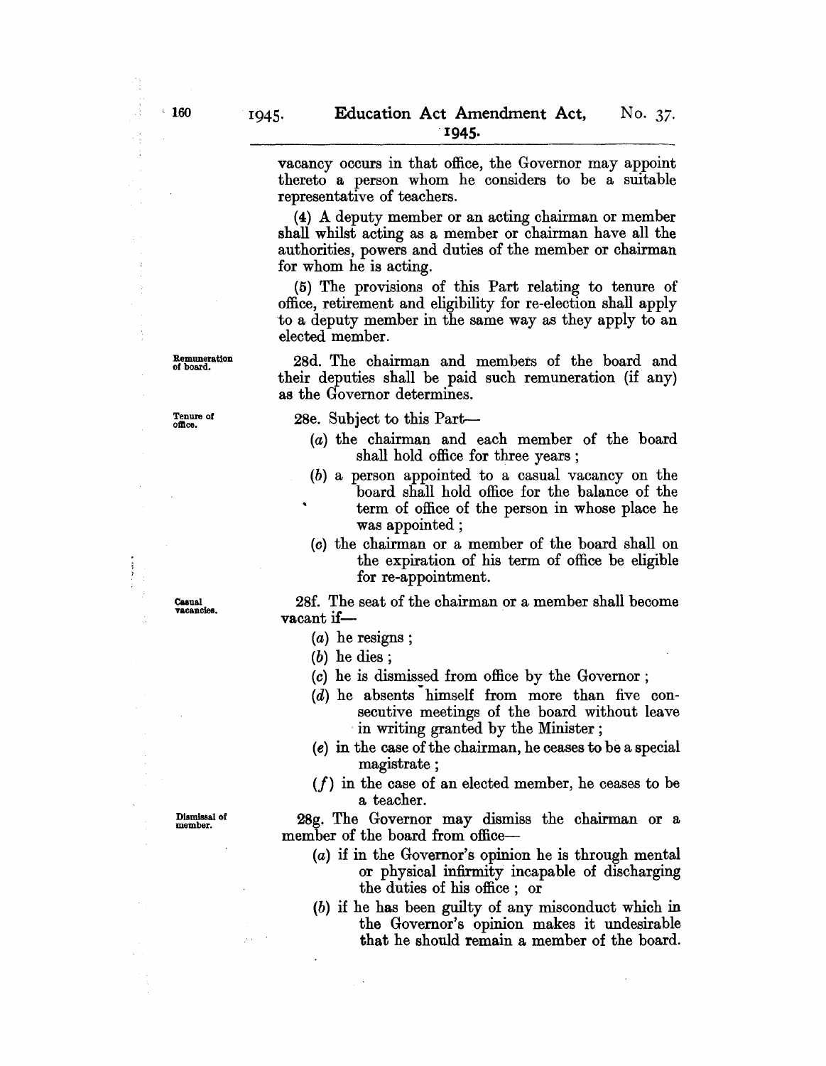vacancy occurs in that office, the Governor may appoint thereto a person whom he considers to be a suitable representative of teachers.

(4) A deputy member or an acting chairman or member shall whilst acting as a member or chairman have all the authorities, powers and duties of the member or chairman for whom he is acting.

(5) The provisions of this Part relating to tenure of office, retirement and eligibility for re-election shall apply to a deputy member in the same way as they apply to an elected member.

**Remuneration of board.**

28d. The chairman and members of the board and their deputies shall be paid such remuneration (if any) as the Governor determines.

**Tenure of office.**

28e. Subject to this Part—

(*a*) the chairman and each member of the board shall hold office for three years ;

(*b*) a person appointed to a casual vacancy on the board shall hold office for the balance of the term of office of the person in whose place he was appointed ;

(*c*) the chairman or a member of the board shall on the expiration of his term of office be eligible for re-appointment.

**Casual vacancies.**

28f. The seat of the chairman or a member shall become vacant if—

(*a*) he resigns ;

(*b*) he dies ;

(*c*) he is dismissed from office by the Governor ;

(*d*) he absents himself from more than five consecutive meetings of the board without leave in writing granted by the Minister ;

(*e*) in the case of the chairman, he ceases to be a special magistrate ;

(*f*) in the case of an elected member, he ceases to be a teacher.

**Dismissal of member.**

28g. The Governor may dismiss the chairman or a member of the board from office—

(*a*) if in the Governor's opinion he is through mental or physical infirmity incapable of discharging the duties of his office ; or

(*b*) if he has been guilty of any misconduct which in the Governor's opinion makes it undesirable that he should remain a member of the board.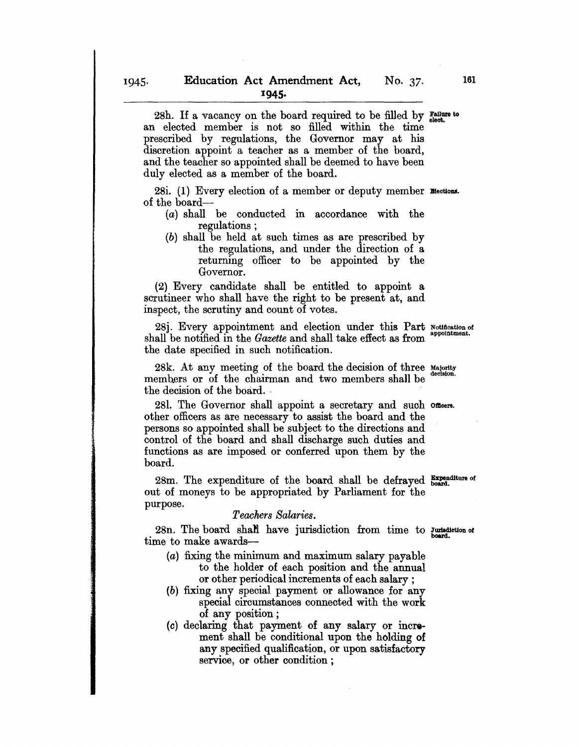28h. If a vacancy on the board required to be filled by an elected member is not so filled within the time prescribed by regulations, the Governor may at his discretion appoint a teacher as a member of the board, and the teacher so appointed shall be deemed to have been duly elected as a member of the board.

Failure to elect.

28i. (1) Every election of a member or deputy member of the board—

Elections.

- (a) shall be conducted in accordance with the regulations;
- (b) shall be held at such times as are prescribed by the regulations, and under the direction of a returning officer to be appointed by the Governor.

(2) Every candidate shall be entitled to appoint a scrutineer who shall have the right to be present at, and inspect, the scrutiny and count of votes.

28j. Every appointment and election under this Part shall be notified in the *Gazette* and shall take effect as from the date specified in such notification.

Notification of appointment.

28k. At any meeting of the board the decision of three members or of the chairman and two members shall be the decision of the board.

Majority decision.

28l. The Governor shall appoint a secretary and such other officers as are necessary to assist the board and the persons so appointed shall be subject to the directions and control of the board and shall discharge such duties and functions as are imposed or conferred upon them by the board.

Officers.

28m. The expenditure of the board shall be defrayed out of moneys to be appropriated by Parliament for the purpose.

Expenditure of board.

*Teachers Salaries.*

28n. The board shall have jurisdiction from time to time to make awards—

Jurisdiction of board.

- (a) fixing the minimum and maximum salary payable to the holder of each position and the annual or other periodical increments of each salary;
- (b) fixing any special payment or allowance for any special circumstances connected with the work of any position;
- (c) declaring that payment of any salary or increment shall be conditional upon the holding of any specified qualification, or upon satisfactory service, or other condition;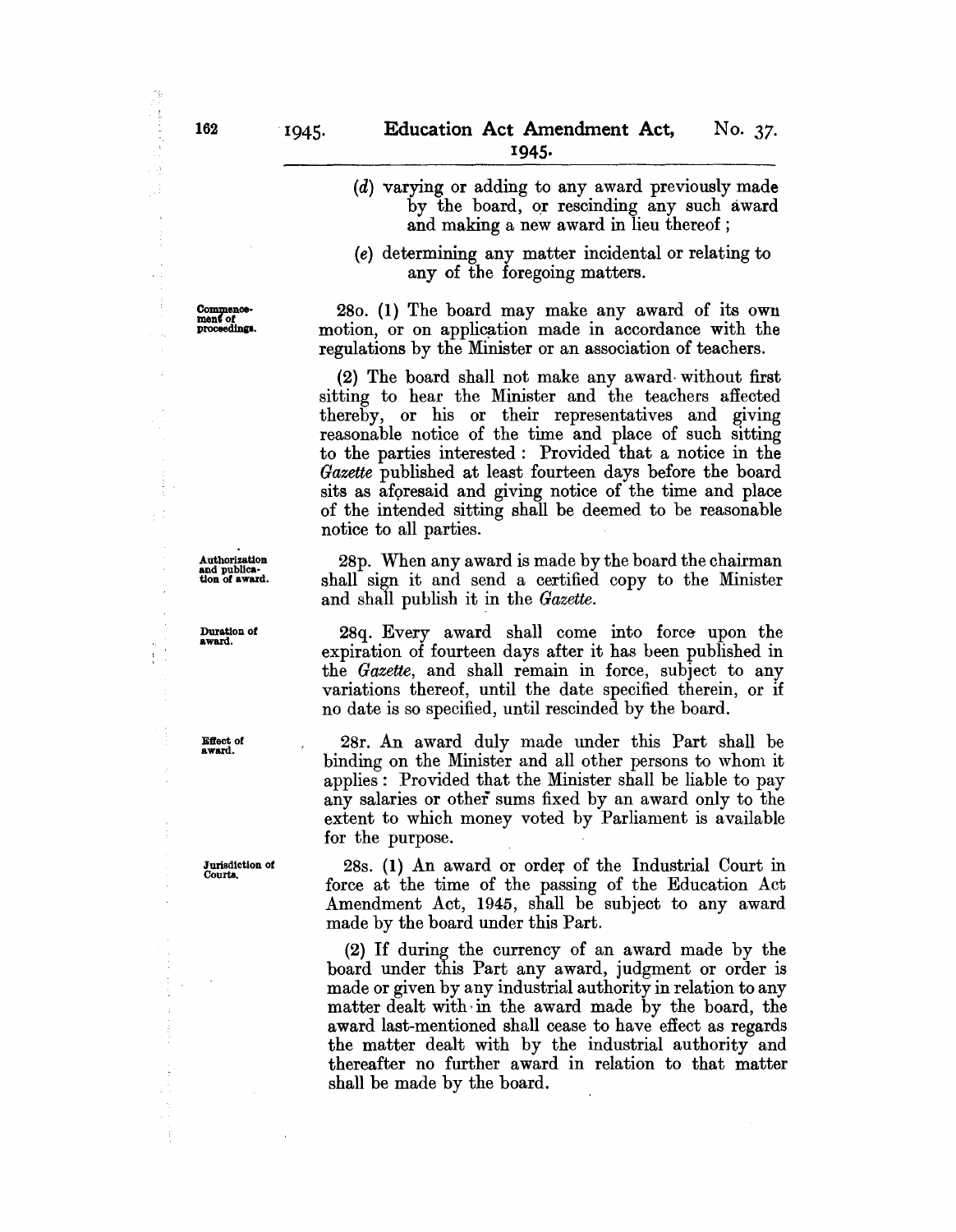(d) varying or adding to any award previously made by the board, or rescinding any such award and making a new award in lieu thereof;

(e) determining any matter incidental or relating to any of the foregoing matters.

**Commencement of proceedings.**

28o. (1) The board may make any award of its own motion, or on application made in accordance with the regulations by the Minister or an association of teachers.

(2) The board shall not make any award without first sitting to hear the Minister and the teachers affected thereby, or his or their representatives and giving reasonable notice of the time and place of such sitting to the parties interested: Provided that a notice in the *Gazette* published at least fourteen days before the board sits as aforesaid and giving notice of the time and place of the intended sitting shall be deemed to be reasonable notice to all parties.

**Authorization and publication of award.**

28p. When any award is made by the board the chairman shall sign it and send a certified copy to the Minister and shall publish it in the *Gazette*.

**Duration of award.**

28q. Every award shall come into force upon the expiration of fourteen days after it has been published in the *Gazette*, and shall remain in force, subject to any variations thereof, until the date specified therein, or if no date is so specified, until rescinded by the board.

**Effect of award.**

28r. An award duly made under this Part shall be binding on the Minister and all other persons to whom it applies: Provided that the Minister shall be liable to pay any salaries or other sums fixed by an award only to the extent to which money voted by Parliament is available for the purpose.

**Jurisdiction of Courts.**

28s. (1) An award or order of the Industrial Court in force at the time of the passing of the Education Act Amendment Act, 1945, shall be subject to any award made by the board under this Part.

(2) If during the currency of an award made by the board under this Part any award, judgment or order is made or given by any industrial authority in relation to any matter dealt with in the award made by the board, the award last-mentioned shall cease to have effect as regards the matter dealt with by the industrial authority and thereafter no further award in relation to that matter shall be made by the board.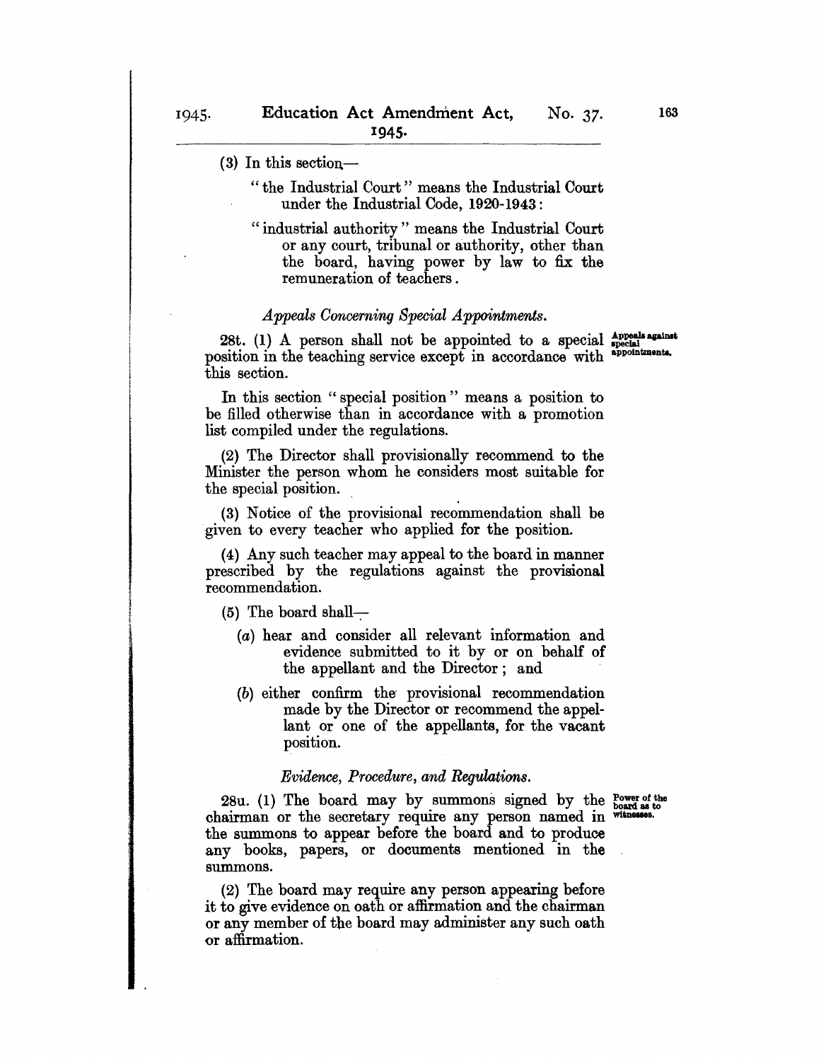(3) In this section—

"the Industrial Court" means the Industrial Court under the Industrial Code, 1920-1943:

"industrial authority" means the Industrial Court or any court, tribunal or authority, other than the board, having power by law to fix the remuneration of teachers.

*Appeals Concerning Special Appointments.*

**Appeals against special appointments.**

28t. (1) A person shall not be appointed to a special position in the teaching service except in accordance with this section.

In this section "special position" means a position to be filled otherwise than in accordance with a promotion list compiled under the regulations.

(2) The Director shall provisionally recommend to the Minister the person whom he considers most suitable for the special position.

(3) Notice of the provisional recommendation shall be given to every teacher who applied for the position.

(4) Any such teacher may appeal to the board in manner prescribed by the regulations against the provisional recommendation.

(5) The board shall—

(*a*) hear and consider all relevant information and evidence submitted to it by or on behalf of the appellant and the Director; and

(*b*) either confirm the provisional recommendation made by the Director or recommend the appellant or one of the appellants, for the vacant position.

*Evidence, Procedure, and Regulations.*

**Power of the board as to witnesses.**

28u. (1) The board may by summons signed by the chairman or the secretary require any person named in the summons to appear before the board and to produce any books, papers, or documents mentioned in the summons.

(2) The board may require any person appearing before it to give evidence on oath or affirmation and the chairman or any member of the board may administer any such oath or affirmation.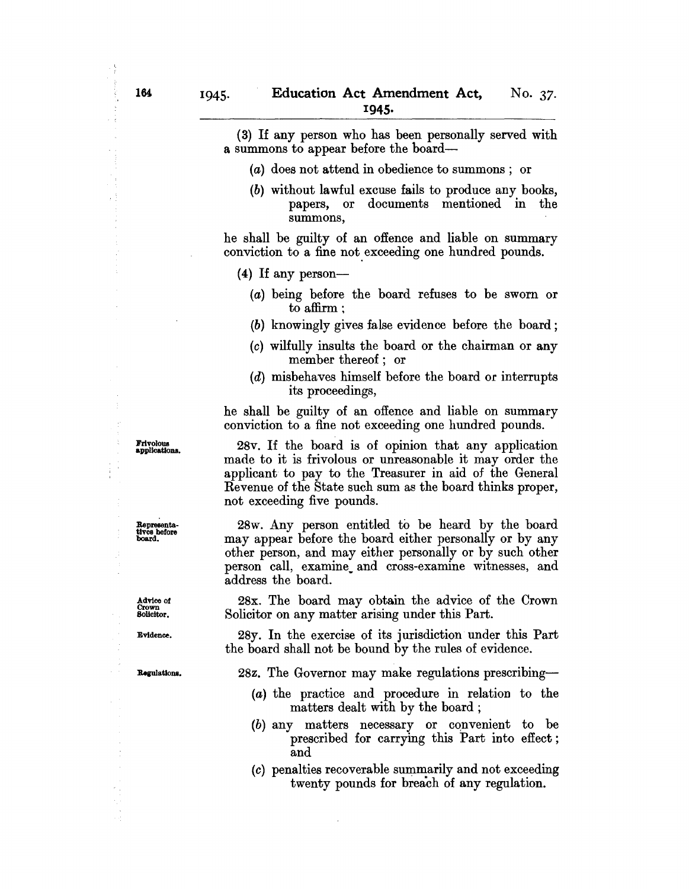(3) If any person who has been personally served with a summons to appear before the board—

(a) does not attend in obedience to summons; or

(b) without lawful excuse fails to produce any books, papers, or documents mentioned in the summons,

he shall be guilty of an offence and liable on summary conviction to a fine not exceeding one hundred pounds.

(4) If any person—

(a) being before the board refuses to be sworn or to affirm;

(b) knowingly gives false evidence before the board;

(c) wilfully insults the board or the chairman or any member thereof; or

(d) misbehaves himself before the board or interrupts its proceedings,

he shall be guilty of an offence and liable on summary conviction to a fine not exceeding one hundred pounds.

**Frivolous applications.**

28v. If the board is of opinion that any application made to it is frivolous or unreasonable it may order the applicant to pay to the Treasurer in aid of the General Revenue of the State such sum as the board thinks proper, not exceeding five pounds.

**Representatives before board.**

28w. Any person entitled to be heard by the board may appear before the board either personally or by any other person, and may either personally or by such other person call, examine and cross-examine witnesses, and address the board.

**Advice of Crown Solicitor.**

28x. The board may obtain the advice of the Crown Solicitor on any matter arising under this Part.

**Evidence.**

28y. In the exercise of its jurisdiction under this Part the board shall not be bound by the rules of evidence.

**Regulations.**

28z. The Governor may make regulations prescribing—

(a) the practice and procedure in relation to the matters dealt with by the board;

(b) any matters necessary or convenient to be prescribed for carrying this Part into effect; and

(c) penalties recoverable summarily and not exceeding twenty pounds for breach of any regulation.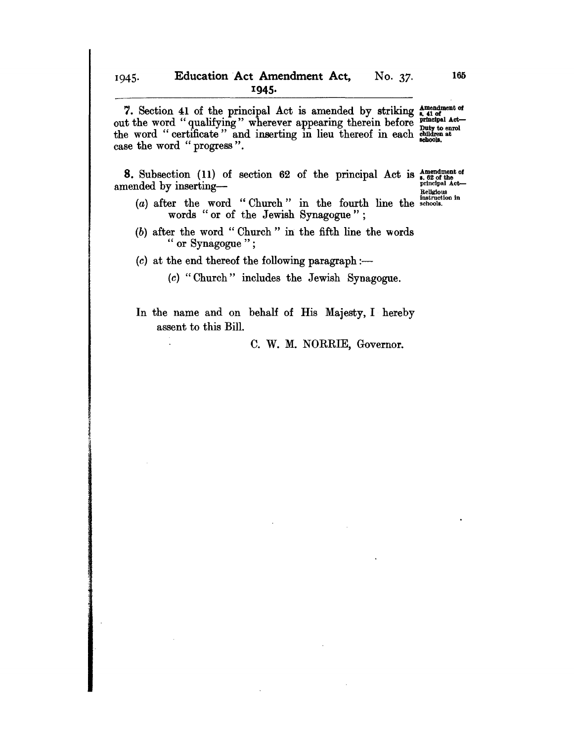**7.** Section 41 of the principal Act is amended by striking out the word "qualifying" wherever appearing therein before the word "certificate" and inserting in lieu thereof in each case the word "progress".

Amendment of s. 41 of principal Act—Duty to enrol children at schools.

**8.** Subsection (11) of section 62 of the principal Act is amended by inserting—

Amendment of s. 62 of the principal Act—Religious instruction in schools.

(*a*) after the word "Church" in the fourth line the words "or of the Jewish Synagogue";

(*b*) after the word "Church" in the fifth line the words "or Synagogue";

(*c*) at the end thereof the following paragraph:—

(*c*) "Church" includes the Jewish Synagogue.

In the name and on behalf of His Majesty, I hereby assent to this Bill.

C. W. M. NORRIE, Governor.